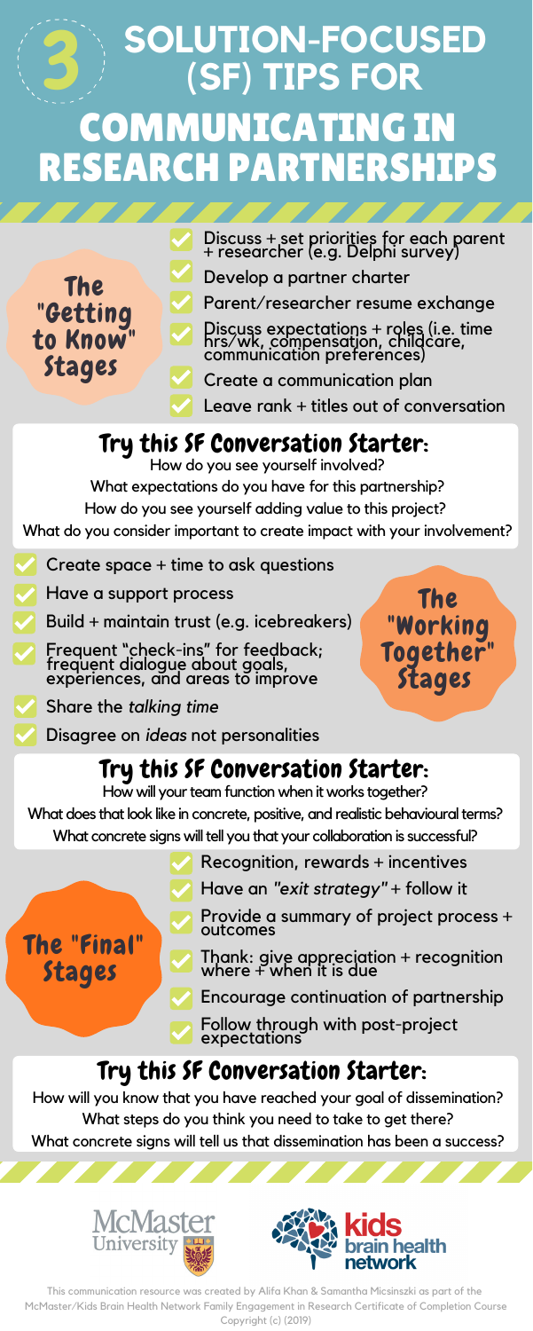# 3 SOLUTION-FOCUSED (SF) TIPS FOR COMMUNICATING IN RESEARCH PARTNERSHIPS

## The "Getting to Know" Stages

- Discuss + set priorities for each parent + researcher (e.g. Delphi survey)
- Develop a partner charter
- Parent/researcher resume exchange
- Discuss expectations + roles (i.e. time hrs/wk, compensation, childcare, communication preferences)
- Create a communication plan
- Leave rank + titles out of conversation

### Try this SF Conversation Starter:

How do you see yourself involved?

What expectations do you have for this partnership?

How do you see yourself adding value to this project?

What do you consider important to create impact with your involvement?

## The "Working Together" Stages

- Create space + time to ask questions
- Have a support process
- Build + maintain trust (e.g. icebreakers)
- Frequent "check-ins" for feedback; frequent dialogue about goals, experiences, and areas to improve
- Share the *talking time*
- Disagree on *ideas* not personalities

### Try this SF Conversation Starter:

How will your team function when it works together?

What does that look like in concrete, positive, and realistic behavioural terms?

What concrete signs will tell you that your collaboration is successful?

## The "Final" Stages

- Recognition, rewards + incentives
- Have an *"exit strategy"* + follow it
- Provide a summary of project process + outcomes
- Thank: give appreciation + recognition where + when it is due
- Encourage continuation of partnership
- Follow through with post-project expectations

### Try this SF Conversation Starter:

How will you know that you have reached your goal of dissemination?

What steps do you think you need to take to get there?

What concrete signs will tell us that dissemination has been a success?

McMaster University

kids brain health network

This communication resource was created by Alifa Khan & Samantha Micsinszki as part of the McMaster/Kids Brain Health Network Family Engagement in Research Certificate of Completion Course Copyright (c) (2019)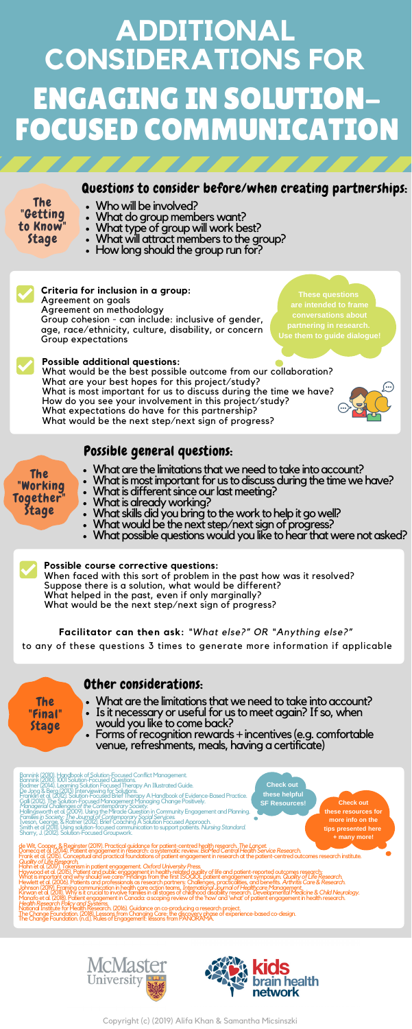# ADDITIONAL CONSIDERATIONS FOR ENGAGING IN SOLUTION-FOCUSED COMMUNICATION

## The "Getting to Know" Stage

### Questions to consider before/when creating partnerships:

- Who will be involved?
- What do group members want?
- What type of group will work best?
- What will attract members to the group?
- How long should the group run for?

**Criteria for inclusion in a group:**
Agreement on goals
Agreement on methodology
Group cohesion - can include: inclusive of gender, age, race/ethnicity, culture, disability, or concern
Group expectations

**These questions are intended to frame conversations about partnering in research. Use them to guide dialogue!**

**Possible additional questions:**
What would be the best possible outcome from our collaboration?
What are your best hopes for this project/study?
What is most important for us to discuss during the time we have?
How do you see your involvement in this project/study?
What expectations do have for this partnership?
What would be the next step/next sign of progress?

## The "Working Together" Stage

### Possible general questions:

- What are the limitations that we need to take into account?
- What is most important for us to discuss during the time we have?
- What is different since our last meeting?
- What is already working?
- What skills did you bring to the work to help it go well?
- What would be the next step/next sign of progress?
- What possible questions would you like to hear that were not asked?

**Possible course corrective questions:**
When faced with this sort of problem in the past how was it resolved?
Suppose there is a solution, what would be different?
What helped in the past, even if only marginally?
What would be the next step/next sign of progress?

**Facilitator can then ask:** *"What else?" OR "Anything else?"* to any of these questions 3 times to generate more information if applicable

## The "Final" Stage

### Other considerations:

- What are the limitations that we need to take into account?
- Is it necessary or useful for us to meet again? If so, when would you like to come back?
- Forms of recognition rewards + incentives (e.g. comfortable venue, refreshments, meals, having a certificate)

**Check out these helpful SF Resources!**

Bannink (2010). Handbook of Solution-Focused Conflict Management.
Bannink (2010). 1001 Solution-Focused Questions.
Bodmer (2014). Learning Solution Focused Therapy An Illustrated Guide.
De Jong & Berg (2013) Interviewing for Solutions.
Franklin et al. (2012). Solution-Focused Brief Therapy A Handbook of Evidence-Based Practice.
Galli (2012). The Solution-Focused Management Managing Change Positively. *Managerial Challenges of the Contemporary Society.*
Hollingsworth et al. (2009). Using the Miracle Question in Community Engagement and Planning. *Families in Society: The Journal of Contemporary Social Services.*
Iveson, George, & Ratner (2012). Brief Coaching A Solution Focused Approach.
Smith et al (2011). Using solution-focused communication to support patients. *Nursing Standard.*
Sharry, J. (2012). Solution-Focused Groupwork.

**Check out these resources for more info on the tips presented here + many more!**

de Wit, Cooper, & Reginster (2019). Practical guidance for patient-centred health research. *The Lancet.*
Domecq et al. (2014). Patient engagement in research: a systematic review. *BioMed Central Health Service Research.*
Frank et al. (2015). Conceptual and practical foundations of patient engagement in research at the patient-centred outcomes research institute. *Quality of Life Research.*
Hahn et al. (2017). Tokenism in patient engagement. *Oxford University Press.*
Haywood et al. (2015). Patient and public engagement in health-related quality of life and patient-reported outcomes research: What is important and why should we care? Findings from the first ISOQOL patient engagement symposium. *Quality of Life Research.*
Hewlett et al. (2006). Patients and professionals as research partners: Challenges, practicalities, and benefits. *Arthritis Care & Research.*
Johnson (2019). Framing communication in health care action teams. *International Journal of Healthcare Management.*
Kirwan et al. (2018). Why is it crucial to involve families in all stages of childhood disability research. *Developmental Medicine & Child Neurology.*
Manafo et al. (2018). Patient engagement in Canada: a scoping review of the 'how' and 'what' of patient engagement in health research. *Health Research Policy and Systems.*
National Institute for Health Research. (2016). Guidance on co-producing a research project.
The Change Foundation. (2018). Lessons from Changing Care: the discovery phase of experience-based co-design.
The Change Foundation. (n.d.). Rules of Engagement: lessons from PANORAMA.

McMaster University

kids brain health network

Copyright (c) (2019) Alifa Khan & Samantha Micsinszki